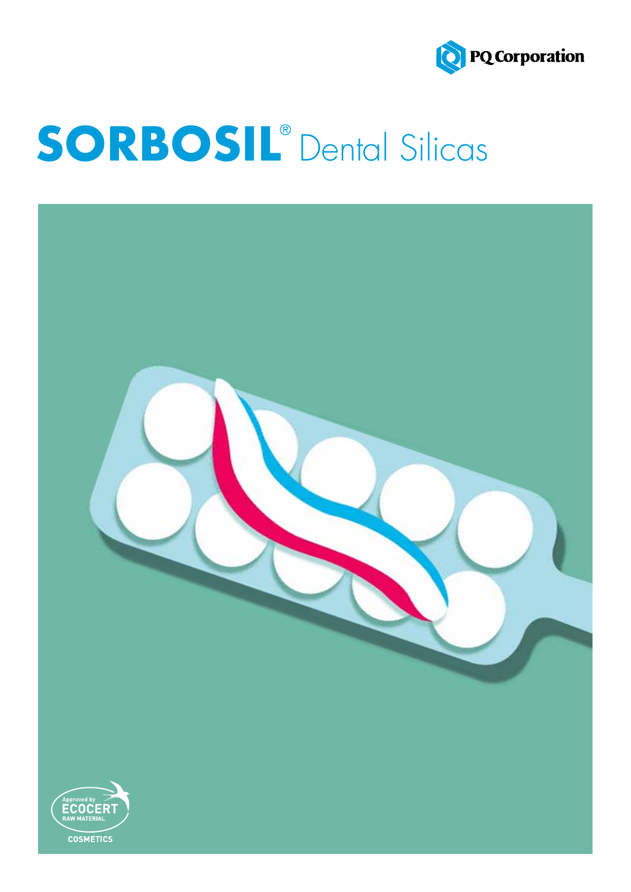PQ Corporation

# SORBOSIL® Dental Silicas

Approved by ECOCERT RAW MATERIAL COSMETICS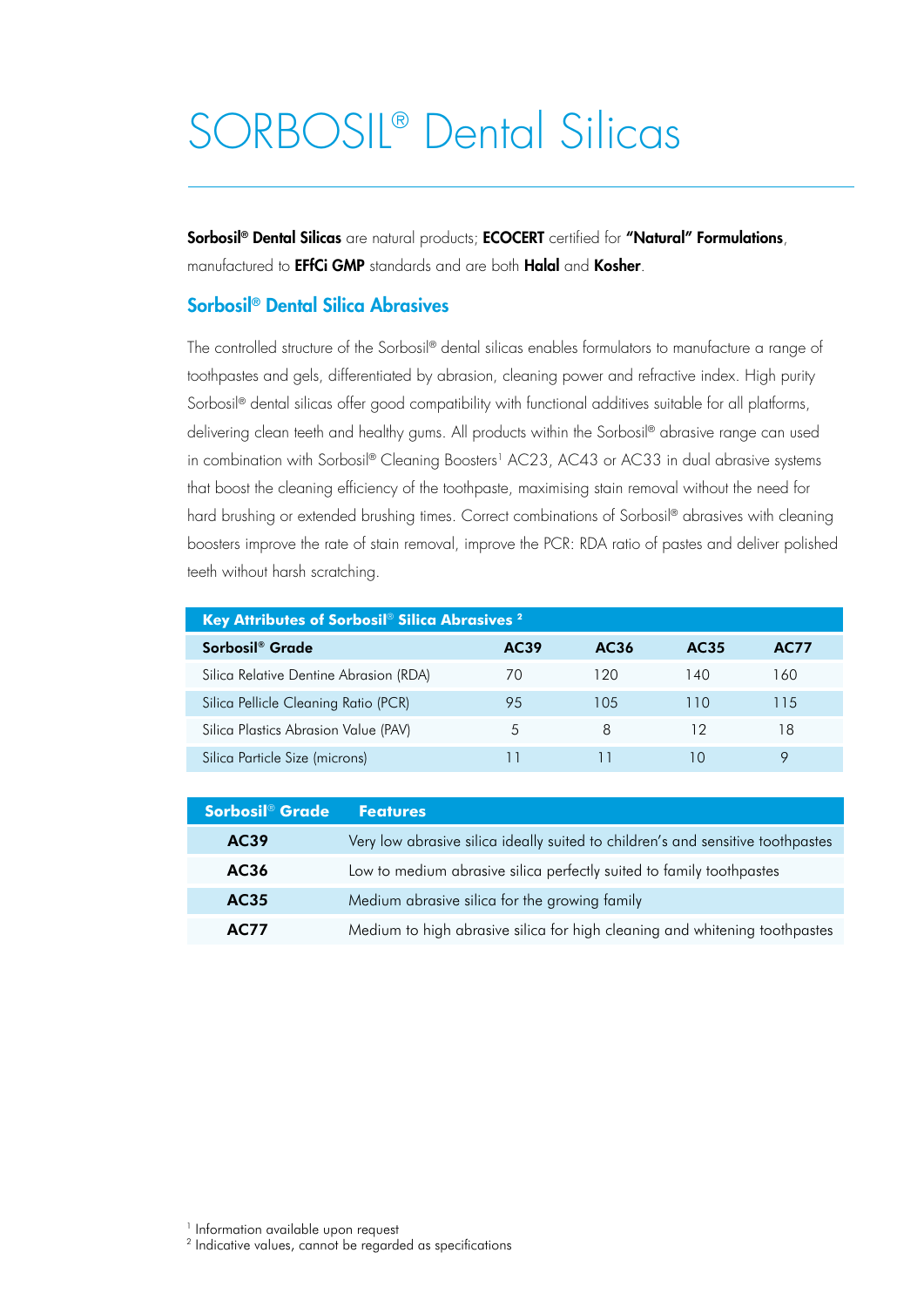# SORBOSIL® Dental Silicas

**Sorbosil® Dental Silicas** are natural products; **ECOCERT** certified for **"Natural" Formulations**, manufactured to **EFfCi GMP** standards and are both **Halal** and **Kosher**.

## Sorbosil® Dental Silica Abrasives

The controlled structure of the Sorbosil® dental silicas enables formulators to manufacture a range of toothpastes and gels, differentiated by abrasion, cleaning power and refractive index. High purity Sorbosil® dental silicas offer good compatibility with functional additives suitable for all platforms, delivering clean teeth and healthy gums. All products within the Sorbosil® abrasive range can used in combination with Sorbosil® Cleaning Boosters[1] AC23, AC43 or AC33 in dual abrasive systems that boost the cleaning efficiency of the toothpaste, maximising stain removal without the need for hard brushing or extended brushing times. Correct combinations of Sorbosil® abrasives with cleaning boosters improve the rate of stain removal, improve the PCR: RDA ratio of pastes and deliver polished teeth without harsh scratching.

**Key Attributes of Sorbosil® Silica Abrasives [2]**

| Sorbosil® Grade | AC39 | AC36 | AC35 | AC77 |
|---|---|---|---|---|
| Silica Relative Dentine Abrasion (RDA) | 70 | 120 | 140 | 160 |
| Silica Pellicle Cleaning Ratio (PCR) | 95 | 105 | 110 | 115 |
| Silica Plastics Abrasion Value (PAV) | 5 | 8 | 12 | 18 |
| Silica Particle Size (microns) | 11 | 11 | 10 | 9 |

| Sorbosil® Grade | Features |
|---|---|
| **AC39** | Very low abrasive silica ideally suited to children's and sensitive toothpastes |
| **AC36** | Low to medium abrasive silica perfectly suited to family toothpastes |
| **AC35** | Medium abrasive silica for the growing family |
| **AC77** | Medium to high abrasive silica for high cleaning and whitening toothpastes |

[1] Information available upon request
[2] Indicative values, cannot be regarded as specifications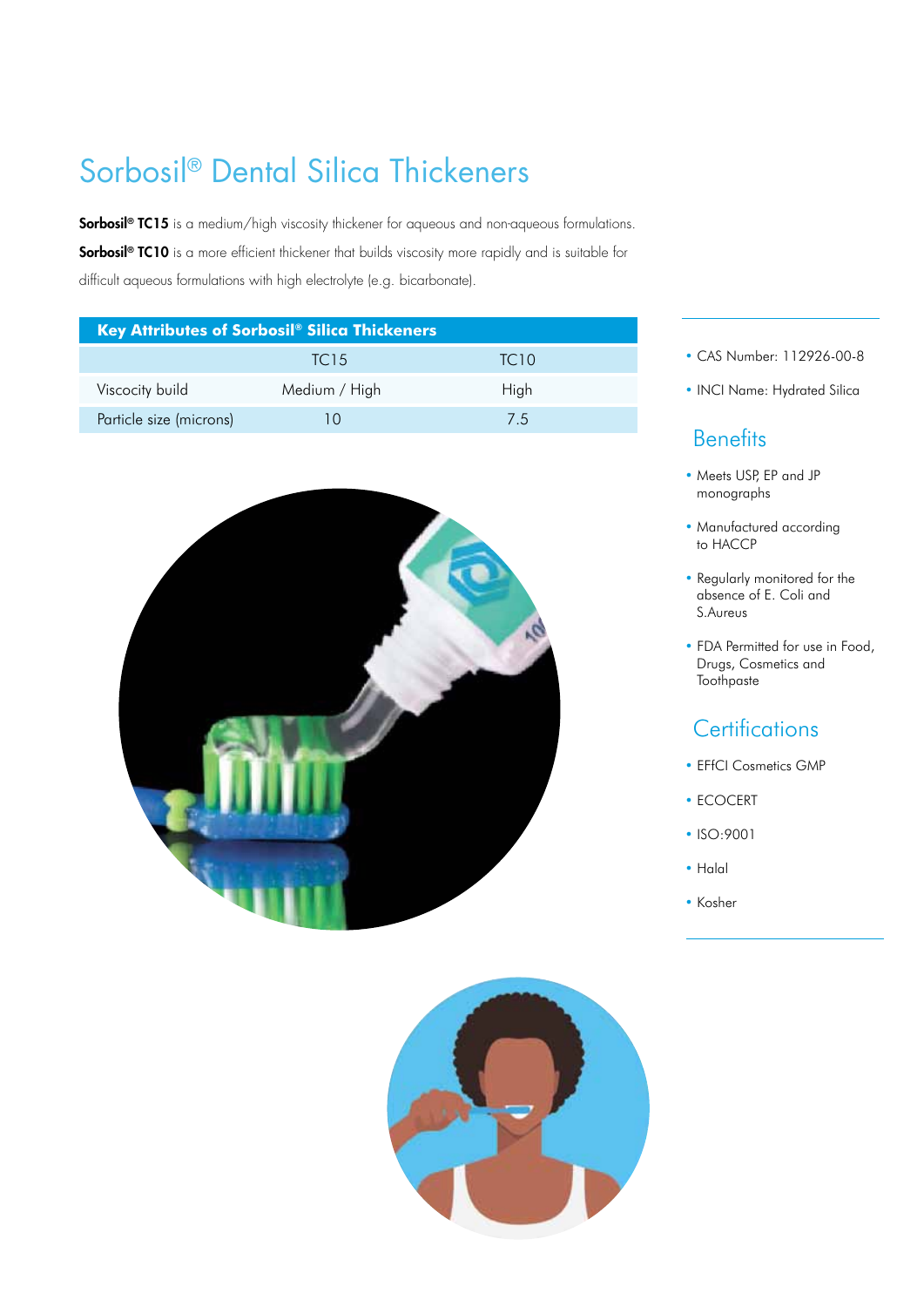# Sorbosil® Dental Silica Thickeners

**Sorbosil® TC15** is a medium/high viscosity thickener for aqueous and non-aqueous formulations.

**Sorbosil® TC10** is a more efficient thickener that builds viscosity more rapidly and is suitable for difficult aqueous formulations with high electrolyte (e.g. bicarbonate).

| Key Attributes of Sorbosil® Silica Thickeners | | |
|---|---|---|
| | TC15 | TC10 |
| Viscocity build | Medium / High | High |
| Particle size (microns) | 10 | 7.5 |

- CAS Number: 112926-00-8
- INCI Name: Hydrated Silica

## Benefits

- Meets USP, EP and JP monographs
- Manufactured according to HACCP
- Regularly monitored for the absence of E. Coli and S.Aureus
- FDA Permitted for use in Food, Drugs, Cosmetics and Toothpaste

## Certifications

- EFfCI Cosmetics GMP
- ECOCERT
- ISO:9001
- Halal
- Kosher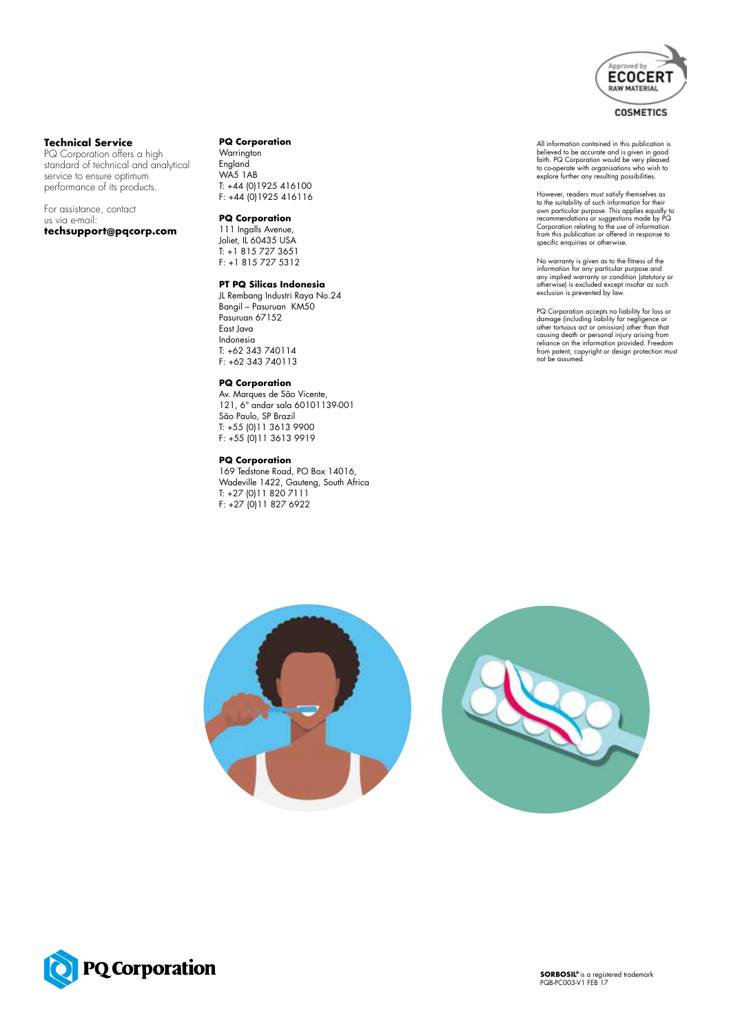Approved by ECOCERT RAW MATERIAL COSMETICS

**Technical Service**
PQ Corporation offers a high standard of technical and analytical service to ensure optimum performance of its products.

For assistance, contact us via e-mail:
**techsupport@pqcorp.com**

**PQ Corporation**
Warrington
England
WA5 1AB
T: +44 (0)1925 416100
F: +44 (0)1925 416116

**PQ Corporation**
111 Ingalls Avenue,
Joliet, IL 60435 USA
T: +1 815 727 3651
F: +1 815 727 5312

**PT PQ Silicas Indonesia**
JL Rembang Industri Raya No.24
Bangil – Pasuruan KM50
Pasuruan 67152
East Java
Indonesia
T: +62 343 740114
F: +62 343 740113

**PQ Corporation**
Av. Marques de São Vicente,
121, 6° andar sala 60101139-001
São Paulo, SP Brazil
T: +55 (0)11 3613 9900
F: +55 (0)11 3613 9919

**PQ Corporation**
169 Tedstone Road, PO Box 14016,
Wadeville 1422, Gauteng, South Africa
T: +27 (0)11 820 7111
F: +27 (0)11 827 6922

All information contained in this publication is believed to be accurate and is given in good faith. PQ Corporation would be very pleased to co-operate with organisations who wish to explore further any resulting possibilities.

However, readers must satisfy themselves as to the suitability of such information for their own particular purpose. This applies equally to recommendations or suggestions made by PQ Corporation relating to the use of information from this publication or offered in response to specific enquiries or otherwise.

No warranty is given as to the fitness of the information for any particular purpose and any implied warranty or condition (statutory or otherwise) is excluded except insofar as such exclusion is prevented by law.

PQ Corporation accepts no liability for loss or damage (including liability for negligence or other tortuous act or omission) other than that causing death or personal injury arising from reliance on the information provided. Freedom from patent, copyright or design protection must not be assumed.

PQ Corporation

**SORBOSIL®** is a registered trademark
PQB-PC003-V1 FEB 17